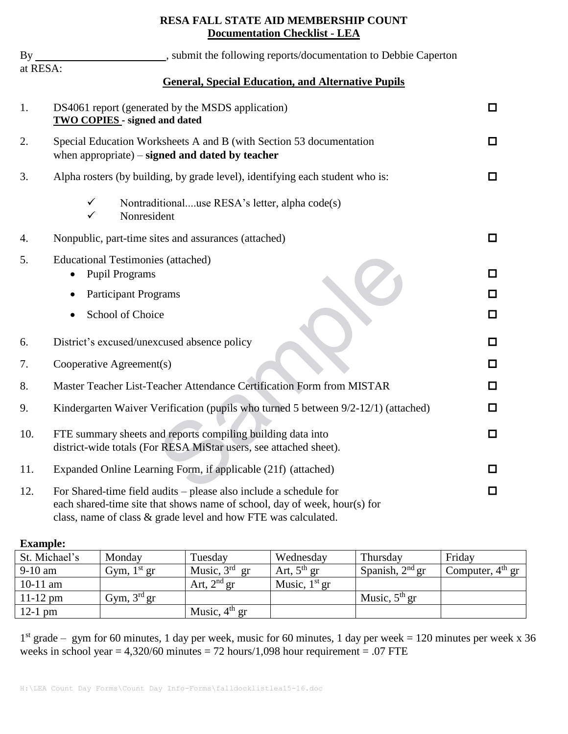# RESA FALL STATE AID MEMBERSHIP COUNT
## Documentation Checklist - LEA

By ________________________, submit the following reports/documentation to Debbie Caperton at RESA:

### General, Special Education, and Alternative Pupils

1. DS4061 report (generated by the MSDS application) ☐
   **TWO COPIES - signed and dated**

2. Special Education Worksheets A and B (with Section 53 documentation when appropriate) – **signed and dated by teacher** ☐

3. Alpha rosters (by building, by grade level), identifying each student who is: ☐
   - ✓ Nontraditional....use RESA's letter, alpha code(s)
   - ✓ Nonresident

4. Nonpublic, part-time sites and assurances (attached) ☐

5. Educational Testimonies (attached)
   - Pupil Programs ☐
   - Participant Programs ☐
   - School of Choice ☐

6. District's excused/unexcused absence policy ☐

7. Cooperative Agreement(s) ☐

8. Master Teacher List-Teacher Attendance Certification Form from MISTAR ☐

9. Kindergarten Waiver Verification (pupils who turned 5 between 9/2-12/1) (attached) ☐

10. FTE summary sheets and reports compiling building data into district-wide totals (For RESA MiStar users, see attached sheet). ☐

11. Expanded Online Learning Form, if applicable (21f) (attached) ☐

12. For Shared-time field audits – please also include a schedule for each shared-time site that shows name of school, day of week, hour(s) for class, name of class & grade level and how FTE was calculated. ☐

**Example:**

| St. Michael's | Monday | Tuesday | Wednesday | Thursday | Friday |
|---|---|---|---|---|---|
| 9-10 am | Gym, 1st gr | Music, 3rd gr | Art, 5th gr | Spanish, 2nd gr | Computer, 4th gr |
| 10-11 am | | Art, 2nd gr | Music, 1st gr | | |
| 11-12 pm | Gym, 3rd gr | | | Music, 5th gr | |
| 12-1 pm | | Music, 4th gr | | | |

1st grade – gym for 60 minutes, 1 day per week, music for 60 minutes, 1 day per week = 120 minutes per week x 36 weeks in school year = 4,320/60 minutes = 72 hours/1,098 hour requirement = .07 FTE

H:\LEA Count Day Forms\Count Day Info-Forms\falldocklistlea15-16.doc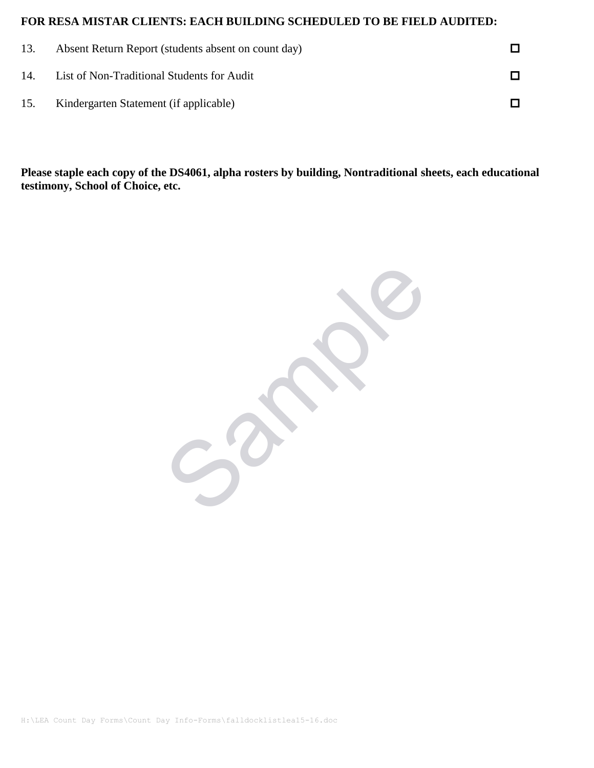**FOR RESA MISTAR CLIENTS: EACH BUILDING SCHEDULED TO BE FIELD AUDITED:**

13. Absent Return Report (students absent on count day) ☐

14. List of Non-Traditional Students for Audit ☐

15. Kindergarten Statement (if applicable) ☐

**Please staple each copy of the DS4061, alpha rosters by building, Nontraditional sheets, each educational testimony, School of Choice, etc.**